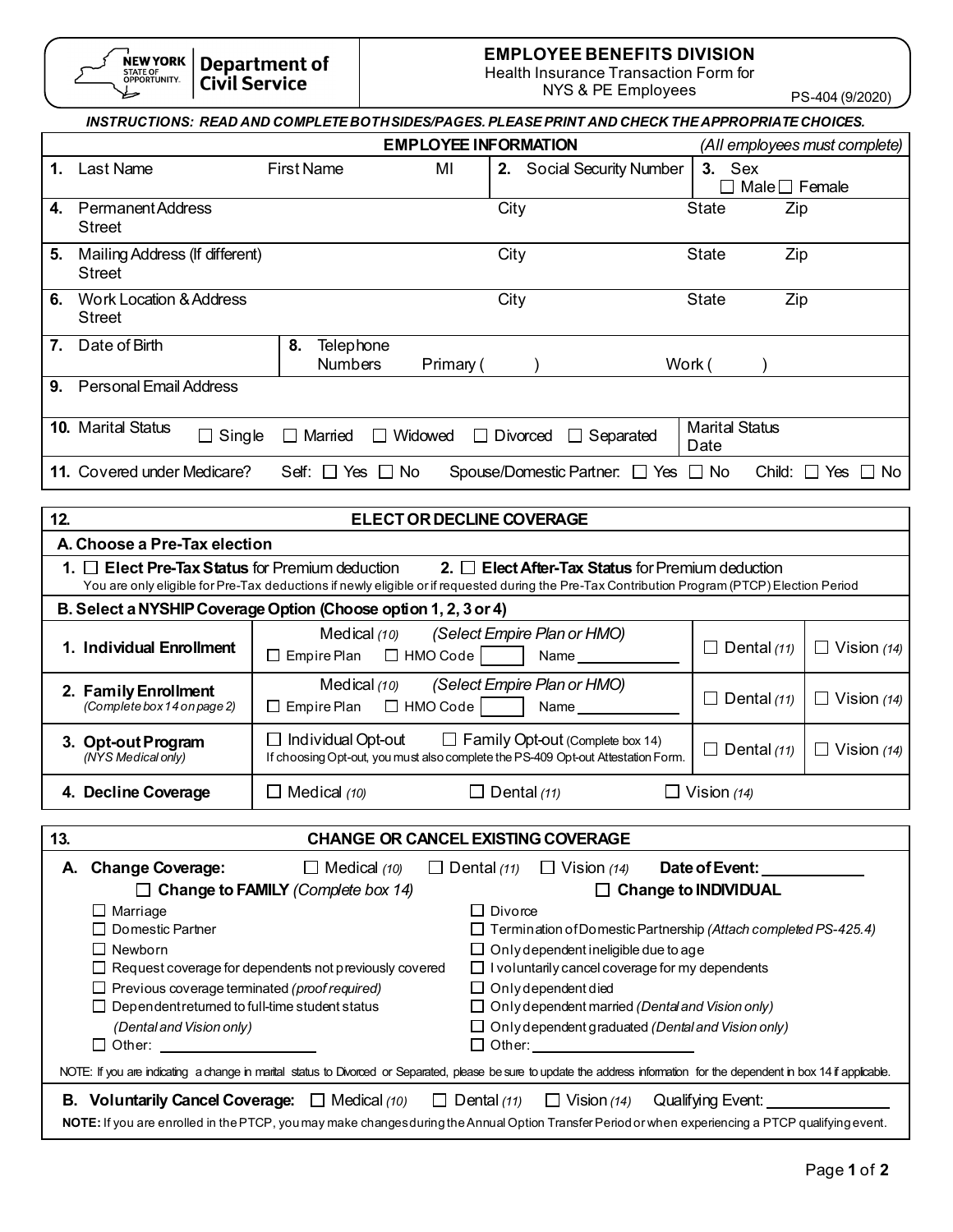**NEW YORK STATE OF OPPORTUNITY. | Department of Civil Service**

# EMPLOYEE BENEFITS DIVISION

Health Insurance Transaction Form for NYS & PE Employees

PS-404 (9/2020)

***INSTRUCTIONS: READ AND COMPLETE BOTH SIDES/PAGES. PLEASE PRINT AND CHECK THE APPROPRIATE CHOICES.***

## EMPLOYEE INFORMATION *(All employees must complete)*

| | | | |
|---|---|---|---|
| **1.** Last Name / First Name / MI | **2.** Social Security Number | **3.** Sex ☐ Male ☐ Female | |
| **4.** Permanent Address Street | City | State | Zip |
| **5.** Mailing Address (If different) Street | City | State | Zip |
| **6.** Work Location & Address Street | City | State | Zip |
| **7.** Date of Birth | **8.** Telephone Numbers Primary ( ) | Work ( ) | |
| **9.** Personal Email Address | | | |
| **10.** Marital Status ☐ Single ☐ Married ☐ Widowed ☐ Divorced ☐ Separated | | Marital Status Date | |
| **11.** Covered under Medicare? Self: ☐ Yes ☐ No | Spouse/Domestic Partner: ☐ Yes ☐ No | Child: ☐ Yes ☐ No | |

## 12. ELECT OR DECLINE COVERAGE

**A. Choose a Pre-Tax election**

**1.** ☐ **Elect Pre-Tax Status** for Premium deduction  **2.** ☐ **Elect After-Tax Status** for Premium deduction

You are only eligible for Pre-Tax deductions if newly eligible or if requested during the Pre-Tax Contribution Program (PTCP) Election Period

**B. Select a NYSHIP Coverage Option (Choose option 1, 2, 3 or 4)**

| Option | Medical | Dental | Vision |
|---|---|---|---|
| **1. Individual Enrollment** | Medical *(10)* *(Select Empire Plan or HMO)* ☐ Empire Plan ☐ HMO Code ____ Name ____ | ☐ Dental *(11)* | ☐ Vision *(14)* |
| **2. Family Enrollment** *(Complete box 14 on page 2)* | Medical *(10)* *(Select Empire Plan or HMO)* ☐ Empire Plan ☐ HMO Code ____ Name ____ | ☐ Dental *(11)* | ☐ Vision *(14)* |
| **3. Opt-out Program** *(NYS Medical only)* | ☐ Individual Opt-out ☐ Family Opt-out (Complete box 14) If choosing Opt-out, you must also complete the PS-409 Opt-out Attestation Form. | ☐ Dental *(11)* | ☐ Vision *(14)* |
| **4. Decline Coverage** | ☐ Medical *(10)* | ☐ Dental *(11)* | ☐ Vision *(14)* |

## 13. CHANGE OR CANCEL EXISTING COVERAGE

**A. Change Coverage:** ☐ Medical *(10)* ☐ Dental *(11)* ☐ Vision *(14)* **Date of Event:** ____________

| ☐ **Change to FAMILY** *(Complete box 14)* | ☐ **Change to INDIVIDUAL** |
|---|---|
| ☐ Marriage | ☐ Divorce |
| ☐ Domestic Partner | ☐ Termination of Domestic Partnership *(Attach completed PS-425.4)* |
| ☐ Newborn | ☐ Only dependent ineligible due to age |
| ☐ Request coverage for dependents not previously covered | ☐ I voluntarily cancel coverage for my dependents |
| ☐ Previous coverage terminated *(proof required)* | ☐ Only dependent died |
| ☐ Dependent returned to full-time student status *(Dental and Vision only)* | ☐ Only dependent married *(Dental and Vision only)* |
| | ☐ Only dependent graduated *(Dental and Vision only)* |
| ☐ Other: ____________ | ☐ Other: ____________ |

NOTE: If you are indicating a change in marital status to Divorced or Separated, please be sure to update the address information for the dependent in box 14 if applicable.

**B. Voluntarily Cancel Coverage:** ☐ Medical *(10)* ☐ Dental *(11)* ☐ Vision *(14)* Qualifying Event: ____________

**NOTE:** If you are enrolled in the PTCP, you may make changes during the Annual Option Transfer Period or when experiencing a PTCP qualifying event.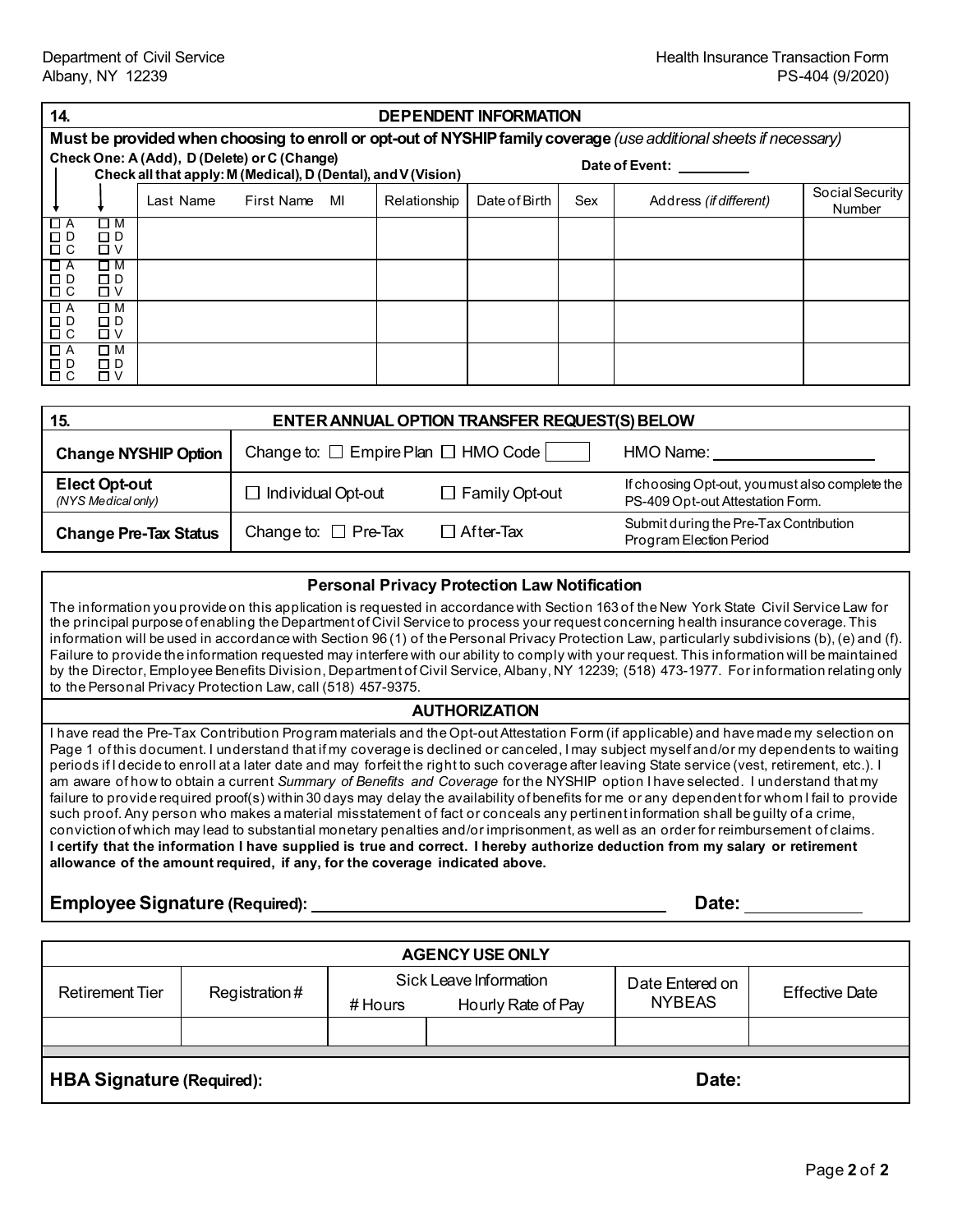Department of Civil Service
Albany, NY 12239

Health Insurance Transaction Form
PS-404 (9/2020)

## 14. DEPENDENT INFORMATION

**Must be provided when choosing to enroll or opt-out of NYSHIP family coverage** *(use additional sheets if necessary)*

**Check One: A (Add), D (Delete) or C (Change)**
**Check all that apply: M (Medical), D (Dental), and V (Vision)**

**Date of Event:** _________

| ↓ | ↓ | Last Name | First Name MI | Relationship | Date of Birth | Sex | Address *(if different)* | Social Security Number |
|---|---|---|---|---|---|---|---|---|
| ☐ A ☐ D ☐ C | ☐ M ☐ D ☐ V | | | | | | | |
| ☐ A ☐ D ☐ C | ☐ M ☐ D ☐ V | | | | | | | |
| ☐ A ☐ D ☐ C | ☐ M ☐ D ☐ V | | | | | | | |
| ☐ A ☐ D ☐ C | ☐ M ☐ D ☐ V | | | | | | | |

## 15. ENTER ANNUAL OPTION TRANSFER REQUEST(S) BELOW

| | | | |
|---|---|---|---|
| **Change NYSHIP Option** | Change to: ☐ Empire Plan ☐ HMO Code [ ] | | HMO Name: ____________ |
| **Elect Opt-out** *(NYS Medical only)* | ☐ Individual Opt-out | ☐ Family Opt-out | If choosing Opt-out, you must also complete the PS-409 Opt-out Attestation Form. |
| **Change Pre-Tax Status** | Change to: ☐ Pre-Tax | ☐ After-Tax | Submit during the Pre-Tax Contribution Program Election Period |

### Personal Privacy Protection Law Notification

The information you provide on this application is requested in accordance with Section 163 of the New York State Civil Service Law for the principal purpose of enabling the Department of Civil Service to process your request concerning health insurance coverage. This information will be used in accordance with Section 96 (1) of the Personal Privacy Protection Law, particularly subdivisions (b), (e) and (f). Failure to provide the information requested may interfere with our ability to comply with your request. This information will be maintained by the Director, Employee Benefits Division, Department of Civil Service, Albany, NY 12239; (518) 473-1977. For information relating only to the Personal Privacy Protection Law, call (518) 457-9375.

### AUTHORIZATION

I have read the Pre-Tax Contribution Program materials and the Opt-out Attestation Form (if applicable) and have made my selection on Page 1 of this document. I understand that if my coverage is declined or canceled, I may subject myself and/or my dependents to waiting periods if I decide to enroll at a later date and may forfeit the right to such coverage after leaving State service (vest, retirement, etc.). I am aware of how to obtain a current *Summary of Benefits and Coverage* for the NYSHIP option I have selected. I understand that my failure to provide required proof(s) within 30 days may delay the availability of benefits for me or any dependent for whom I fail to provide such proof. Any person who makes a material misstatement of fact or conceals any pertinent information shall be guilty of a crime, conviction of which may lead to substantial monetary penalties and/or imprisonment, as well as an order for reimbursement of claims. **I certify that the information I have supplied is true and correct. I hereby authorize deduction from my salary or retirement allowance of the amount required, if any, for the coverage indicated above.**

**Employee Signature (Required):** ______________________ **Date:** __________

### AGENCY USE ONLY

| Retirement Tier | Registration # | Sick Leave Information | | Date Entered on NYBEAS | Effective Date |
|---|---|---|---|---|---|
| | | # Hours | Hourly Rate of Pay | | |
| | | | | | |

**HBA Signature (Required):** **Date:**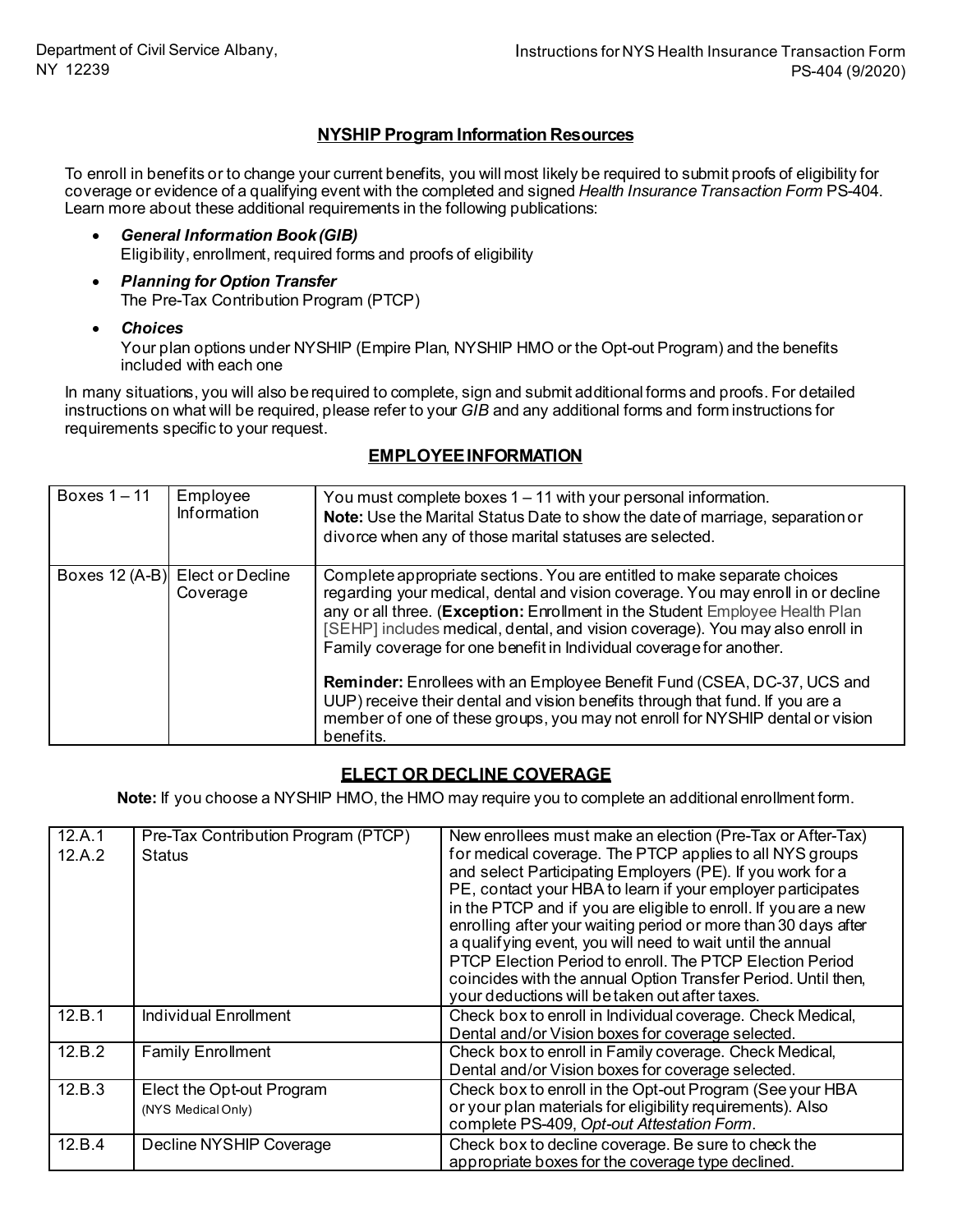## NYSHIP Program Information Resources

To enroll in benefits or to change your current benefits, you will most likely be required to submit proofs of eligibility for coverage or evidence of a qualifying event with the completed and signed *Health Insurance Transaction Form* PS-404. Learn more about these additional requirements in the following publications:

- ***General Information Book (GIB)***
  Eligibility, enrollment, required forms and proofs of eligibility
- ***Planning for Option Transfer***
  The Pre-Tax Contribution Program (PTCP)
- ***Choices***
  Your plan options under NYSHIP (Empire Plan, NYSHIP HMO or the Opt-out Program) and the benefits included with each one

In many situations, you will also be required to complete, sign and submit additional forms and proofs. For detailed instructions on what will be required, please refer to your *GIB* and any additional forms and form instructions for requirements specific to your request.

## EMPLOYEE INFORMATION

| | | |
|---|---|---|
| Boxes 1 – 11 | Employee Information | You must complete boxes 1 – 11 with your personal information. **Note:** Use the Marital Status Date to show the date of marriage, separation or divorce when any of those marital statuses are selected. |
| Boxes 12 (A-B) | Elect or Decline Coverage | Complete appropriate sections. You are entitled to make separate choices regarding your medical, dental and vision coverage. You may enroll in or decline any or all three. (**Exception:** Enrollment in the Student Employee Health Plan [SEHP] includes medical, dental, and vision coverage). You may also enroll in Family coverage for one benefit in Individual coverage for another. **Reminder:** Enrollees with an Employee Benefit Fund (CSEA, DC-37, UCS and UUP) receive their dental and vision benefits through that fund. If you are a member of one of these groups, you may not enroll for NYSHIP dental or vision benefits. |

## ELECT OR DECLINE COVERAGE

**Note:** If you choose a NYSHIP HMO, the HMO may require you to complete an additional enrollment form.

| | | |
|---|---|---|
| 12.A.1 12.A.2 | Pre-Tax Contribution Program (PTCP) Status | New enrollees must make an election (Pre-Tax or After-Tax) for medical coverage. The PTCP applies to all NYS groups and select Participating Employers (PE). If you work for a PE, contact your HBA to learn if your employer participates in the PTCP and if you are eligible to enroll. If you are a new enrolling after your waiting period or more than 30 days after a qualifying event, you will need to wait until the annual PTCP Election Period to enroll. The PTCP Election Period coincides with the annual Option Transfer Period. Until then, your deductions will be taken out after taxes. |
| 12.B.1 | Individual Enrollment | Check box to enroll in Individual coverage. Check Medical, Dental and/or Vision boxes for coverage selected. |
| 12.B.2 | Family Enrollment | Check box to enroll in Family coverage. Check Medical, Dental and/or Vision boxes for coverage selected. |
| 12.B.3 | Elect the Opt-out Program (NYS Medical Only) | Check box to enroll in the Opt-out Program (See your HBA or your plan materials for eligibility requirements). Also complete PS-409, *Opt-out Attestation Form*. |
| 12.B.4 | Decline NYSHIP Coverage | Check box to decline coverage. Be sure to check the appropriate boxes for the coverage type declined. |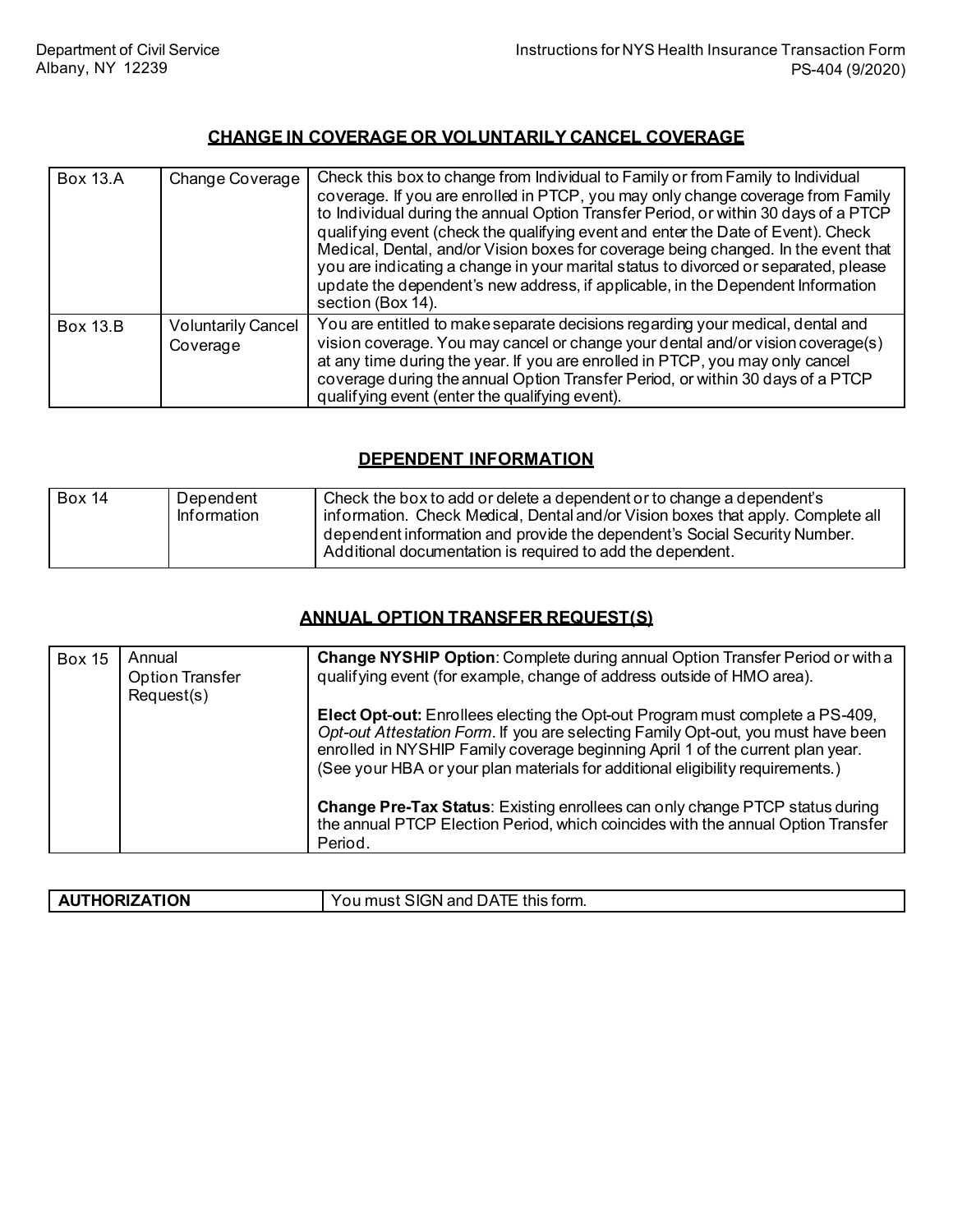## CHANGE IN COVERAGE OR VOLUNTARILY CANCEL COVERAGE

| | | |
|---|---|---|
| Box 13.A | Change Coverage | Check this box to change from Individual to Family or from Family to Individual coverage. If you are enrolled in PTCP, you may only change coverage from Family to Individual during the annual Option Transfer Period, or within 30 days of a PTCP qualifying event (check the qualifying event and enter the Date of Event). Check Medical, Dental, and/or Vision boxes for coverage being changed. In the event that you are indicating a change in your marital status to divorced or separated, please update the dependent's new address, if applicable, in the Dependent Information section (Box 14). |
| Box 13.B | Voluntarily Cancel Coverage | You are entitled to make separate decisions regarding your medical, dental and vision coverage. You may cancel or change your dental and/or vision coverage(s) at any time during the year. If you are enrolled in PTCP, you may only cancel coverage during the annual Option Transfer Period, or within 30 days of a PTCP qualifying event (enter the qualifying event). |

## DEPENDENT INFORMATION

| | | |
|---|---|---|
| Box 14 | Dependent Information | Check the box to add or delete a dependent or to change a dependent's information. Check Medical, Dental and/or Vision boxes that apply. Complete all dependent information and provide the dependent's Social Security Number. Additional documentation is required to add the dependent. |

## ANNUAL OPTION TRANSFER REQUEST(S)

| | | |
|---|---|---|
| Box 15 | Annual Option Transfer Request(s) | **Change NYSHIP Option**: Complete during annual Option Transfer Period or with a qualifying event (for example, change of address outside of HMO area).<br><br>**Elect Opt-out:** Enrollees electing the Opt-out Program must complete a PS-409, *Opt-out Attestation Form*. If you are selecting Family Opt-out, you must have been enrolled in NYSHIP Family coverage beginning April 1 of the current plan year. (See your HBA or your plan materials for additional eligibility requirements.)<br><br>**Change Pre-Tax Status**: Existing enrollees can only change PTCP status during the annual PTCP Election Period, which coincides with the annual Option Transfer Period. |

| | |
|---|---|
| **AUTHORIZATION** | You must SIGN and DATE this form. |